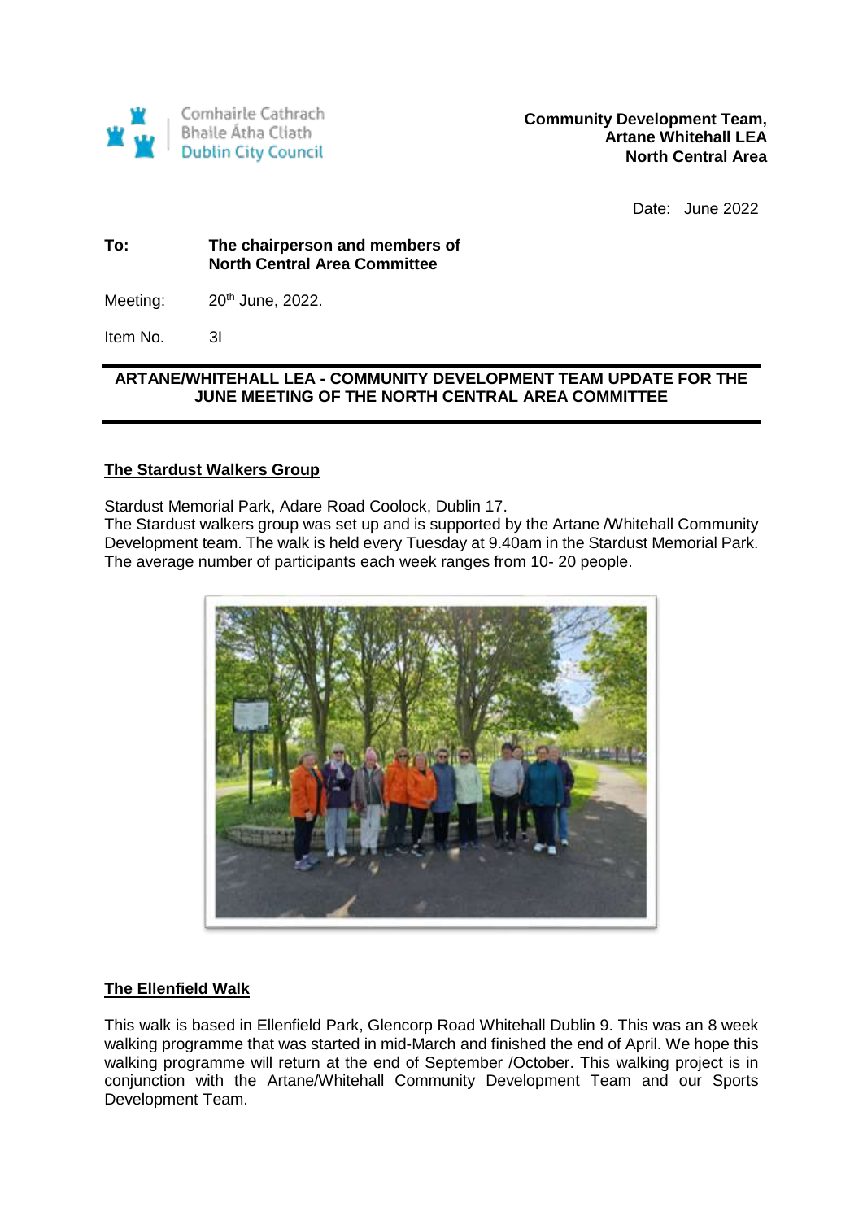Comhairle Cathrach Bhaile Átha Cliath
Dublin City Council

**Community Development Team,**
**Artane Whitehall LEA**
**North Central Area**

Date: June 2022

**To:** **The chairperson and members of North Central Area Committee**

Meeting: 20th June, 2022.

Item No. 3I

**ARTANE/WHITEHALL LEA - COMMUNITY DEVELOPMENT TEAM UPDATE FOR THE JUNE MEETING OF THE NORTH CENTRAL AREA COMMITTEE**

## The Stardust Walkers Group

Stardust Memorial Park, Adare Road Coolock, Dublin 17.
The Stardust walkers group was set up and is supported by the Artane /Whitehall Community Development team. The walk is held every Tuesday at 9.40am in the Stardust Memorial Park. The average number of participants each week ranges from 10- 20 people.

## The Ellenfield Walk

This walk is based in Ellenfield Park, Glencorp Road Whitehall Dublin 9. This was an 8 week walking programme that was started in mid-March and finished the end of April. We hope this walking programme will return at the end of September /October. This walking project is in conjunction with the Artane/Whitehall Community Development Team and our Sports Development Team.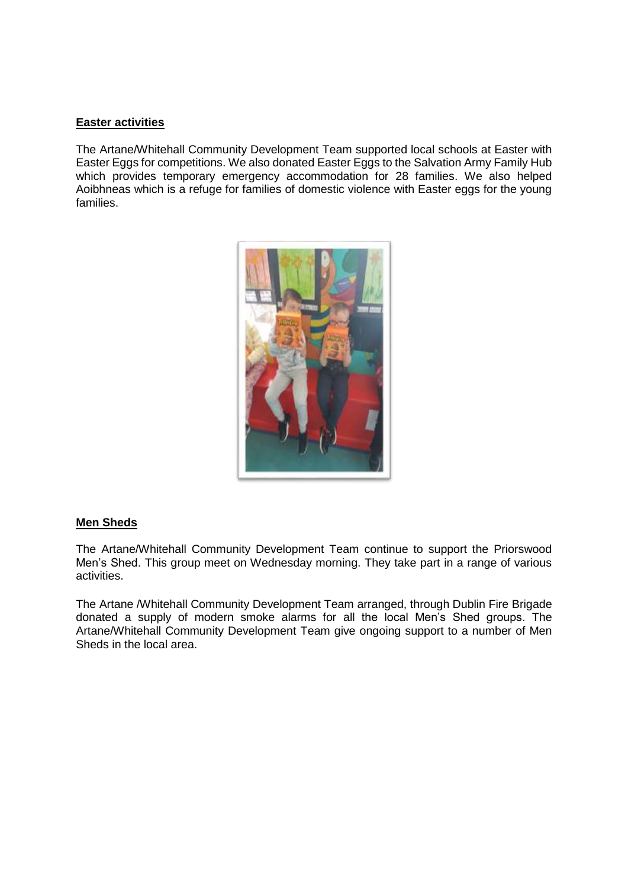**Easter activities**

The Artane/Whitehall Community Development Team supported local schools at Easter with Easter Eggs for competitions. We also donated Easter Eggs to the Salvation Army Family Hub which provides temporary emergency accommodation for 28 families. We also helped Aoibhneas which is a refuge for families of domestic violence with Easter eggs for the young families.

**Men Sheds**

The Artane/Whitehall Community Development Team continue to support the Priorswood Men's Shed. This group meet on Wednesday morning. They take part in a range of various activities.

The Artane /Whitehall Community Development Team arranged, through Dublin Fire Brigade donated a supply of modern smoke alarms for all the local Men's Shed groups. The Artane/Whitehall Community Development Team give ongoing support to a number of Men Sheds in the local area.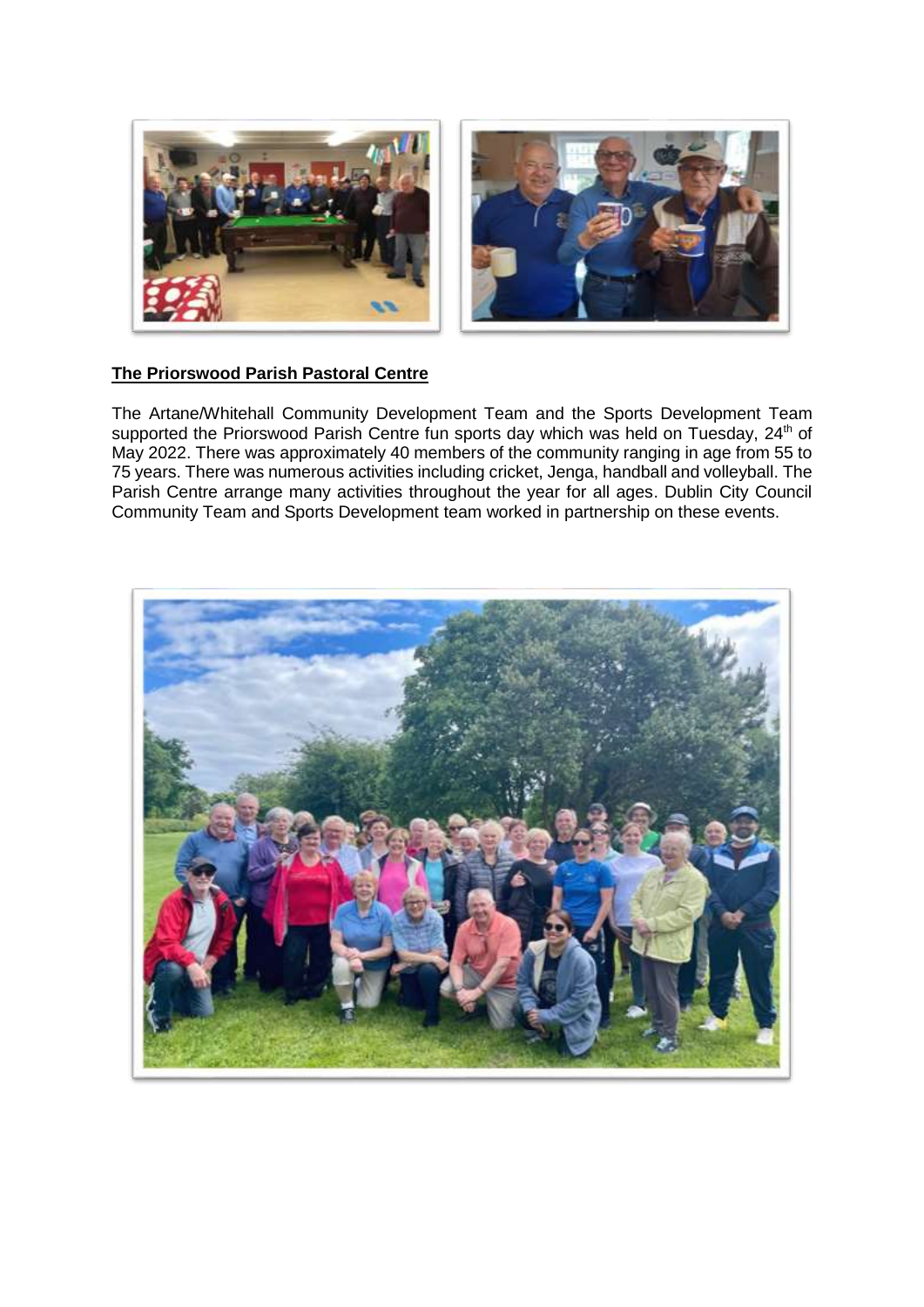## The Priorswood Parish Pastoral Centre

The Artane/Whitehall Community Development Team and the Sports Development Team supported the Priorswood Parish Centre fun sports day which was held on Tuesday, 24th of May 2022. There was approximately 40 members of the community ranging in age from 55 to 75 years. There was numerous activities including cricket, Jenga, handball and volleyball. The Parish Centre arrange many activities throughout the year for all ages. Dublin City Council Community Team and Sports Development team worked in partnership on these events.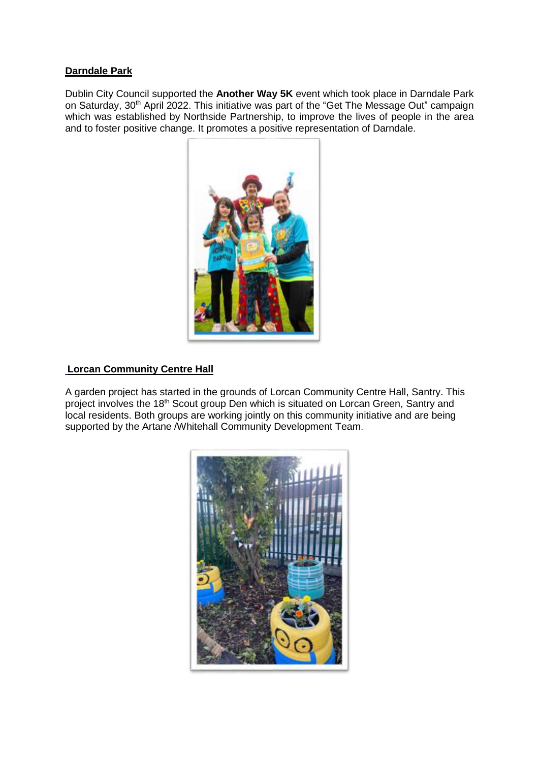**Darndale Park**

Dublin City Council supported the **Another Way 5K** event which took place in Darndale Park on Saturday, 30th April 2022. This initiative was part of the "Get The Message Out" campaign which was established by Northside Partnership, to improve the lives of people in the area and to foster positive change. It promotes a positive representation of Darndale.

**Lorcan Community Centre Hall**

A garden project has started in the grounds of Lorcan Community Centre Hall, Santry. This project involves the 18th Scout group Den which is situated on Lorcan Green, Santry and local residents. Both groups are working jointly on this community initiative and are being supported by the Artane /Whitehall Community Development Team.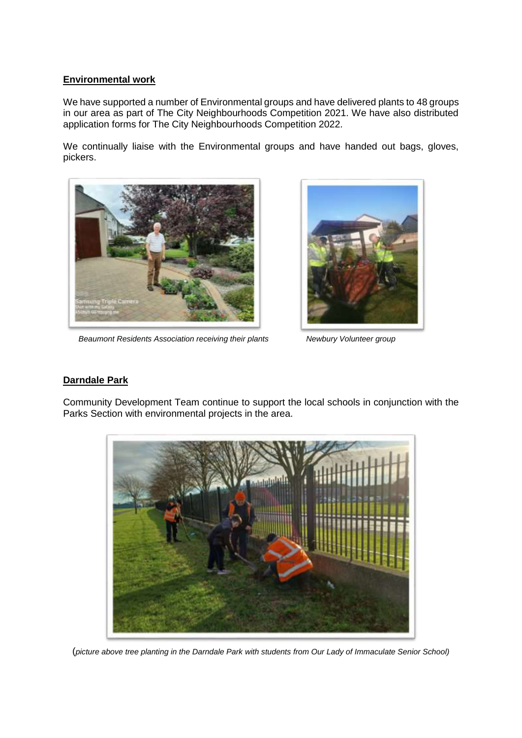## Environmental work

We have supported a number of Environmental groups and have delivered plants to 48 groups in our area as part of The City Neighbourhoods Competition 2021. We have also distributed application forms for The City Neighbourhoods Competition 2022.

We continually liaise with the Environmental groups and have handed out bags, gloves, pickers.

*Beaumont Residents Association receiving their plants*

*Newbury Volunteer group*

## Darndale Park

Community Development Team continue to support the local schools in conjunction with the Parks Section with environmental projects in the area.

(*picture above tree planting in the Darndale Park with students from Our Lady of Immaculate Senior School)*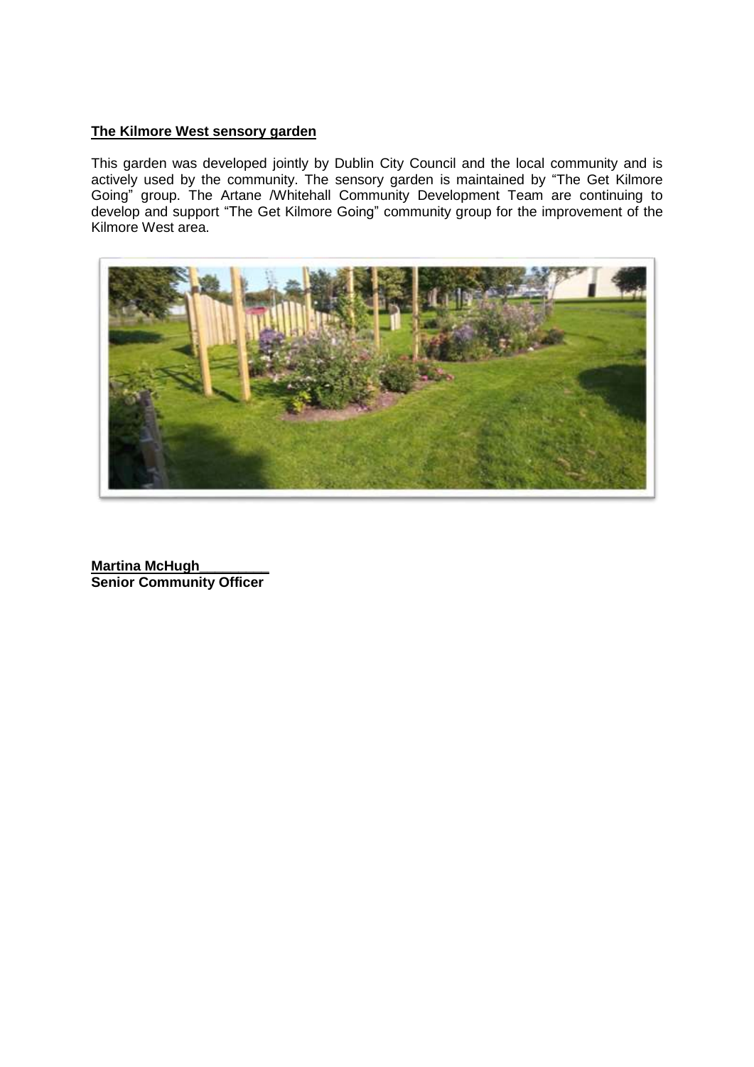**The Kilmore West sensory garden**

This garden was developed jointly by Dublin City Council and the local community and is actively used by the community. The sensory garden is maintained by "The Get Kilmore Going" group. The Artane /Whitehall Community Development Team are continuing to develop and support "The Get Kilmore Going" community group for the improvement of the Kilmore West area.

**Martina McHugh**
**Senior Community Officer**